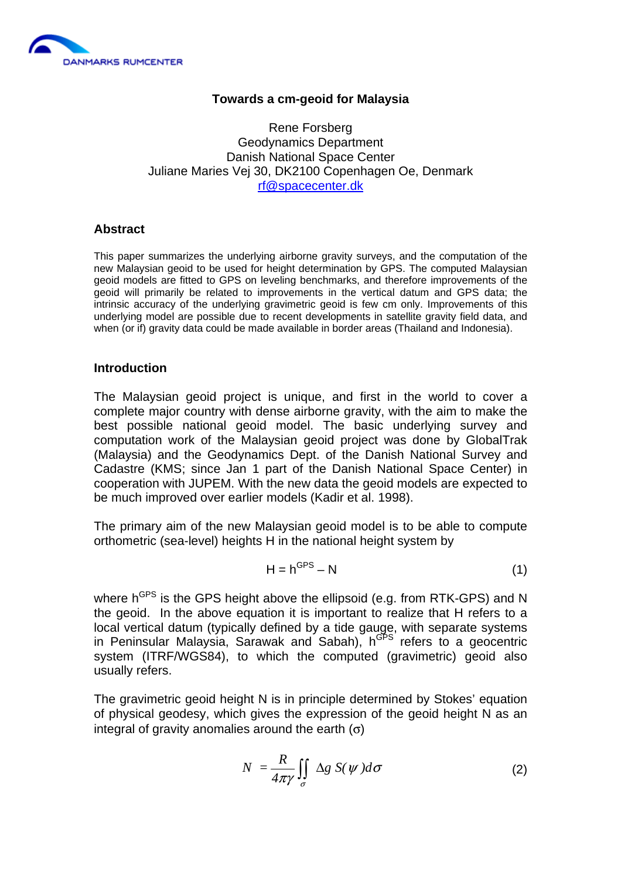DANMARKS RUMCENTER

# Towards a cm-geoid for Malaysia

Rene Forsberg
Geodynamics Department
Danish National Space Center
Juliane Maries Vej 30, DK2100 Copenhagen Oe, Denmark
rf@spacecenter.dk

## Abstract

This paper summarizes the underlying airborne gravity surveys, and the computation of the new Malaysian geoid to be used for height determination by GPS. The computed Malaysian geoid models are fitted to GPS on leveling benchmarks, and therefore improvements of the geoid will primarily be related to improvements in the vertical datum and GPS data; the intrinsic accuracy of the underlying gravimetric geoid is few cm only. Improvements of this underlying model are possible due to recent developments in satellite gravity field data, and when (or if) gravity data could be made available in border areas (Thailand and Indonesia).

## Introduction

The Malaysian geoid project is unique, and first in the world to cover a complete major country with dense airborne gravity, with the aim to make the best possible national geoid model. The basic underlying survey and computation work of the Malaysian geoid project was done by GlobalTrak (Malaysia) and the Geodynamics Dept. of the Danish National Survey and Cadastre (KMS; since Jan 1 part of the Danish National Space Center) in cooperation with JUPEM. With the new data the geoid models are expected to be much improved over earlier models (Kadir et al. 1998).

The primary aim of the new Malaysian geoid model is to be able to compute orthometric (sea-level) heights H in the national height system by

$$H = h^{GPS} - N \tag{1}$$

where $h^{GPS}$ is the GPS height above the ellipsoid (e.g. from RTK-GPS) and N the geoid. In the above equation it is important to realize that H refers to a local vertical datum (typically defined by a tide gauge, with separate systems in Peninsular Malaysia, Sarawak and Sabah), $h^{GPS}$ refers to a geocentric system (ITRF/WGS84), to which the computed (gravimetric) geoid also usually refers.

The gravimetric geoid height N is in principle determined by Stokes' equation of physical geodesy, which gives the expression of the geoid height N as an integral of gravity anomalies around the earth ($\sigma$)

$$N = \frac{R}{4\pi\gamma} \iint_{\sigma} \Delta g \, S(\psi) d\sigma \tag{2}$$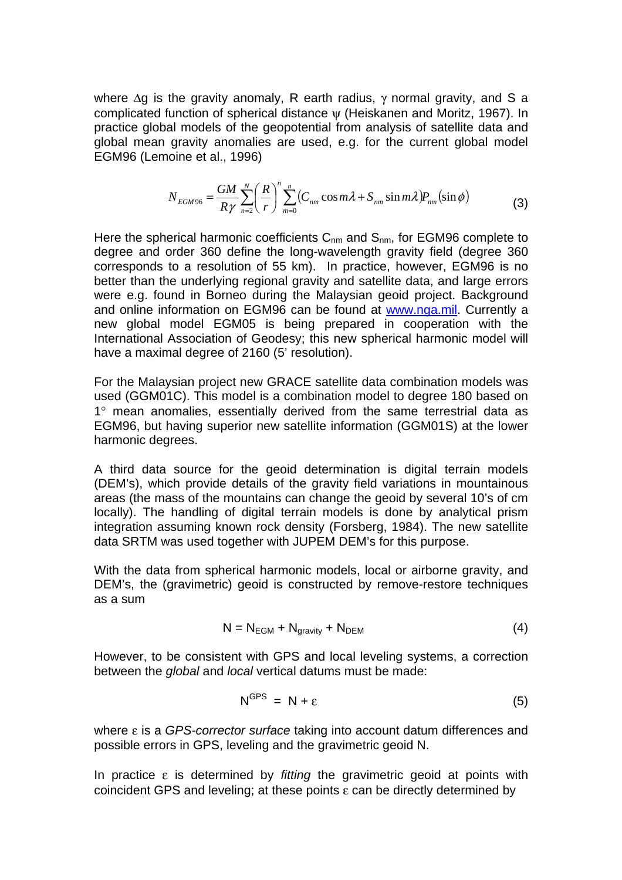where $\Delta g$ is the gravity anomaly, R earth radius, $\gamma$ normal gravity, and S a complicated function of spherical distance $\psi$ (Heiskanen and Moritz, 1967). In practice global models of the geopotential from analysis of satellite data and global mean gravity anomalies are used, e.g. for the current global model EGM96 (Lemoine et al., 1996)

$$N_{EGM96} = \frac{GM}{R\gamma} \sum_{n=2}^{N} \left( \frac{R}{r} \right)^n \sum_{m=0}^{n} (C_{nm} \cos m\lambda + S_{nm} \sin m\lambda) P_{nm} (\sin \phi) \tag{3}$$

Here the spherical harmonic coefficients $C_{nm}$ and $S_{nm}$, for EGM96 complete to degree and order 360 define the long-wavelength gravity field (degree 360 corresponds to a resolution of 55 km). In practice, however, EGM96 is no better than the underlying regional gravity and satellite data, and large errors were e.g. found in Borneo during the Malaysian geoid project. Background and online information on EGM96 can be found at www.nga.mil. Currently a new global model EGM05 is being prepared in cooperation with the International Association of Geodesy; this new spherical harmonic model will have a maximal degree of 2160 (5' resolution).

For the Malaysian project new GRACE satellite data combination models was used (GGM01C). This model is a combination model to degree 180 based on 1° mean anomalies, essentially derived from the same terrestrial data as EGM96, but having superior new satellite information (GGM01S) at the lower harmonic degrees.

A third data source for the geoid determination is digital terrain models (DEM's), which provide details of the gravity field variations in mountainous areas (the mass of the mountains can change the geoid by several 10's of cm locally). The handling of digital terrain models is done by analytical prism integration assuming known rock density (Forsberg, 1984). The new satellite data SRTM was used together with JUPEM DEM's for this purpose.

With the data from spherical harmonic models, local or airborne gravity, and DEM's, the (gravimetric) geoid is constructed by remove-restore techniques as a sum

$$N = N_{EGM} + N_{gravity} + N_{DEM} \tag{4}$$

However, to be consistent with GPS and local leveling systems, a correction between the *global* and *local* vertical datums must be made:

$$N^{GPS} = N + \varepsilon \tag{5}$$

where $\varepsilon$ is a *GPS-corrector surface* taking into account datum differences and possible errors in GPS, leveling and the gravimetric geoid N.

In practice $\varepsilon$ is determined by *fitting* the gravimetric geoid at points with coincident GPS and leveling; at these points $\varepsilon$ can be directly determined by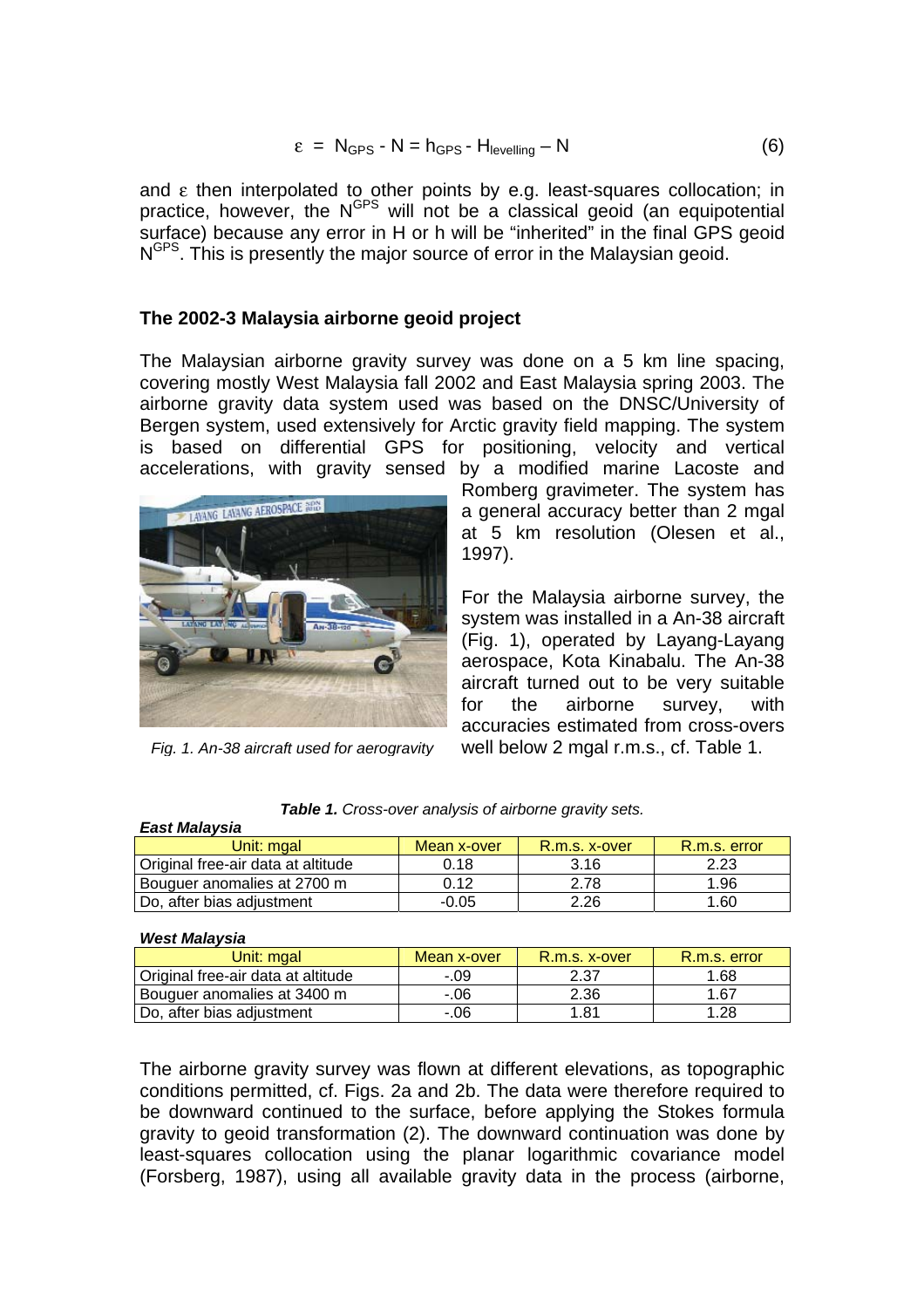$$\varepsilon = N_{GPS} - N = h_{GPS} - H_{levelling} - N \qquad (6)$$

and $\varepsilon$ then interpolated to other points by e.g. least-squares collocation; in practice, however, the $N^{GPS}$ will not be a classical geoid (an equipotential surface) because any error in H or h will be "inherited" in the final GPS geoid $N^{GPS}$. This is presently the major source of error in the Malaysian geoid.

### The 2002-3 Malaysia airborne geoid project

The Malaysian airborne gravity survey was done on a 5 km line spacing, covering mostly West Malaysia fall 2002 and East Malaysia spring 2003. The airborne gravity data system used was based on the DNSC/University of Bergen system, used extensively for Arctic gravity field mapping. The system is based on differential GPS for positioning, velocity and vertical accelerations, with gravity sensed by a modified marine Lacoste and Romberg gravimeter. The system has a general accuracy better than 2 mgal at 5 km resolution (Olesen et al., 1997).

*Fig. 1. An-38 aircraft used for aerogravity*

For the Malaysia airborne survey, the system was installed in a An-38 aircraft (Fig. 1), operated by Layang-Layang aerospace, Kota Kinabalu. The An-38 aircraft turned out to be very suitable for the airborne survey, with accuracies estimated from cross-overs well below 2 mgal r.m.s., cf. Table 1.

***Table 1.*** *Cross-over analysis of airborne gravity sets.*

***East Malaysia***

| Unit: mgal | Mean x-over | R.m.s. x-over | R.m.s. error |
|---|---|---|---|
| Original free-air data at altitude | 0.18 | 3.16 | 2.23 |
| Bouguer anomalies at 2700 m | 0.12 | 2.78 | 1.96 |
| Do, after bias adjustment | -0.05 | 2.26 | 1.60 |

***West Malaysia***

| Unit: mgal | Mean x-over | R.m.s. x-over | R.m.s. error |
|---|---|---|---|
| Original free-air data at altitude | -.09 | 2.37 | 1.68 |
| Bouguer anomalies at 3400 m | -.06 | 2.36 | 1.67 |
| Do, after bias adjustment | -.06 | 1.81 | 1.28 |

The airborne gravity survey was flown at different elevations, as topographic conditions permitted, cf. Figs. 2a and 2b. The data were therefore required to be downward continued to the surface, before applying the Stokes formula gravity to geoid transformation (2). The downward continuation was done by least-squares collocation using the planar logarithmic covariance model (Forsberg, 1987), using all available gravity data in the process (airborne,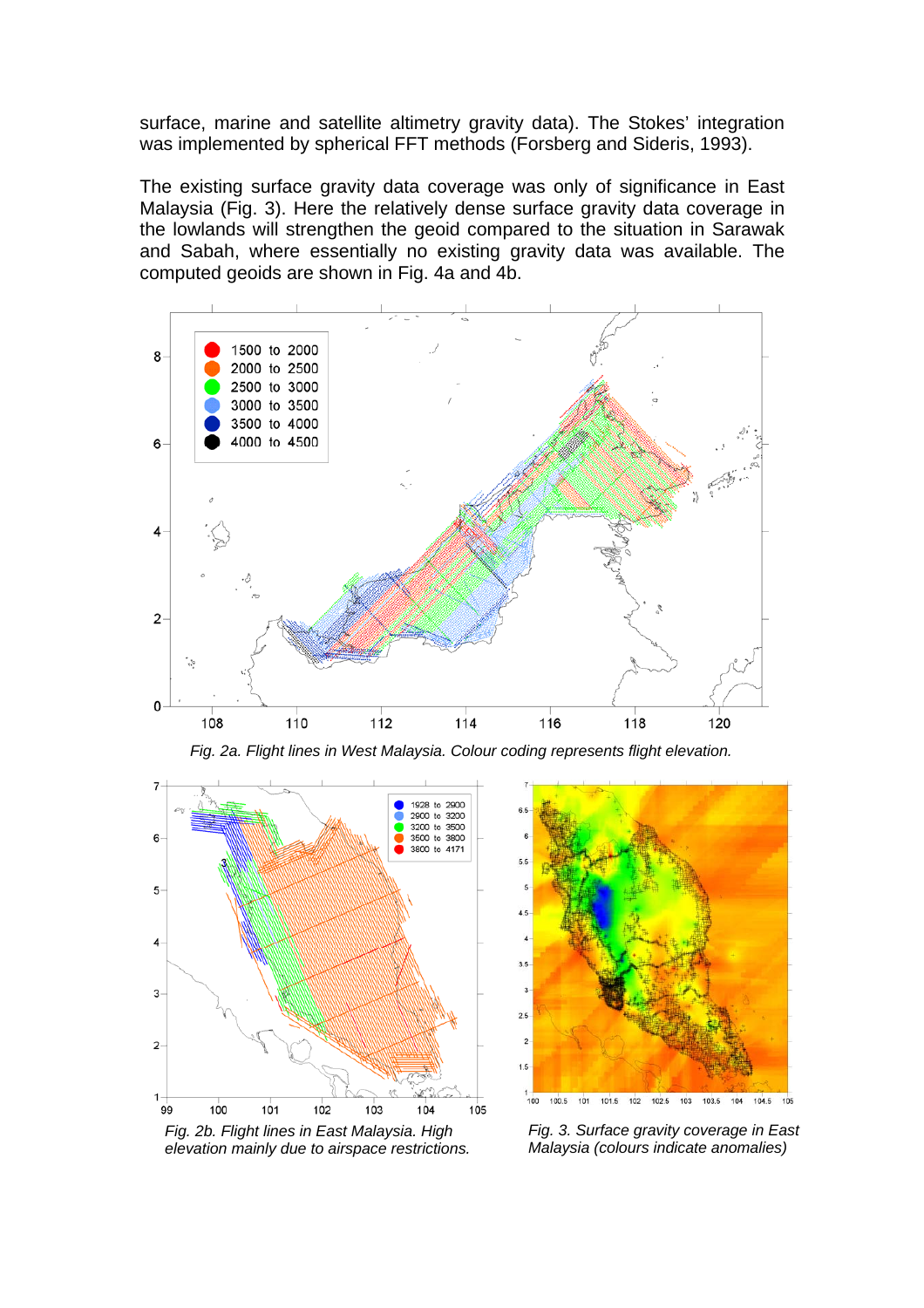surface, marine and satellite altimetry gravity data). The Stokes' integration was implemented by spherical FFT methods (Forsberg and Sideris, 1993).

The existing surface gravity data coverage was only of significance in East Malaysia (Fig. 3). Here the relatively dense surface gravity data coverage in the lowlands will strengthen the geoid compared to the situation in Sarawak and Sabah, where essentially no existing gravity data was available. The computed geoids are shown in Fig. 4a and 4b.

*Fig. 2a. Flight lines in West Malaysia. Colour coding represents flight elevation.*

*Fig. 2b. Flight lines in East Malaysia. High elevation mainly due to airspace restrictions.*

*Fig. 3. Surface gravity coverage in East Malaysia (colours indicate anomalies)*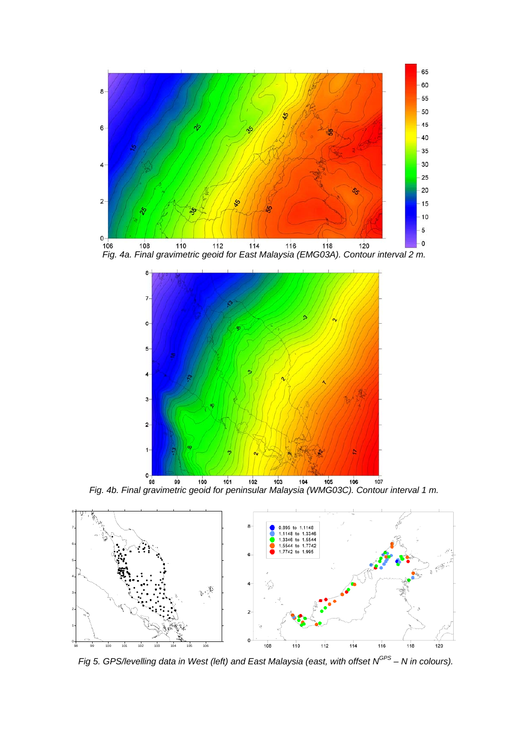Fig. 4a. Final gravimetric geoid for East Malaysia (EMG03A). Contour interval 2 m.

Fig. 4b. Final gravimetric geoid for peninsular Malaysia (WMG03C). Contour interval 1 m.

Fig 5. GPS/levelling data in West (left) and East Malaysia (east, with offset $N^{GPS} - N$ in colours).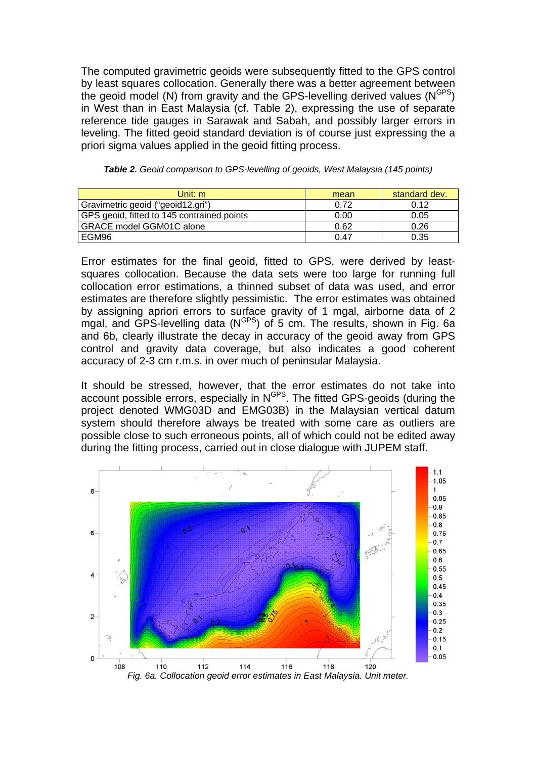The computed gravimetric geoids were subsequently fitted to the GPS control by least squares collocation. Generally there was a better agreement between the geoid model (N) from gravity and the GPS-levelling derived values ($N^{GPS}$) in West than in East Malaysia (cf. Table 2), expressing the use of separate reference tide gauges in Sarawak and Sabah, and possibly larger errors in leveling. The fitted geoid standard deviation is of course just expressing the a priori sigma values applied in the geoid fitting process.

***Table 2.*** *Geoid comparison to GPS-levelling of geoids, West Malaysia (145 points)*

| Unit: m | mean | standard dev. |
|---|---|---|
| Gravimetric geoid ("geoid12.gri") | 0.72 | 0.12 |
| GPS geoid, fitted to 145 contrained points | 0.00 | 0.05 |
| GRACE model GGM01C alone | 0.62 | 0.26 |
| EGM96 | 0.47 | 0.35 |

Error estimates for the final geoid, fitted to GPS, were derived by least-squares collocation. Because the data sets were too large for running full collocation error estimations, a thinned subset of data was used, and error estimates are therefore slightly pessimistic. The error estimates was obtained by assigning apriori errors to surface gravity of 1 mgal, airborne data of 2 mgal, and GPS-levelling data ($N^{GPS}$) of 5 cm. The results, shown in Fig. 6a and 6b, clearly illustrate the decay in accuracy of the geoid away from GPS control and gravity data coverage, but also indicates a good coherent accuracy of 2-3 cm r.m.s. in over much of peninsular Malaysia.

It should be stressed, however, that the error estimates do not take into account possible errors, especially in $N^{GPS}$. The fitted GPS-geoids (during the project denoted WMG03D and EMG03B) in the Malaysian vertical datum system should therefore always be treated with some care as outliers are possible close to such erroneous points, all of which could not be edited away during the fitting process, carried out in close dialogue with JUPEM staff.

*Fig. 6a. Collocation geoid error estimates in East Malaysia. Unit meter.*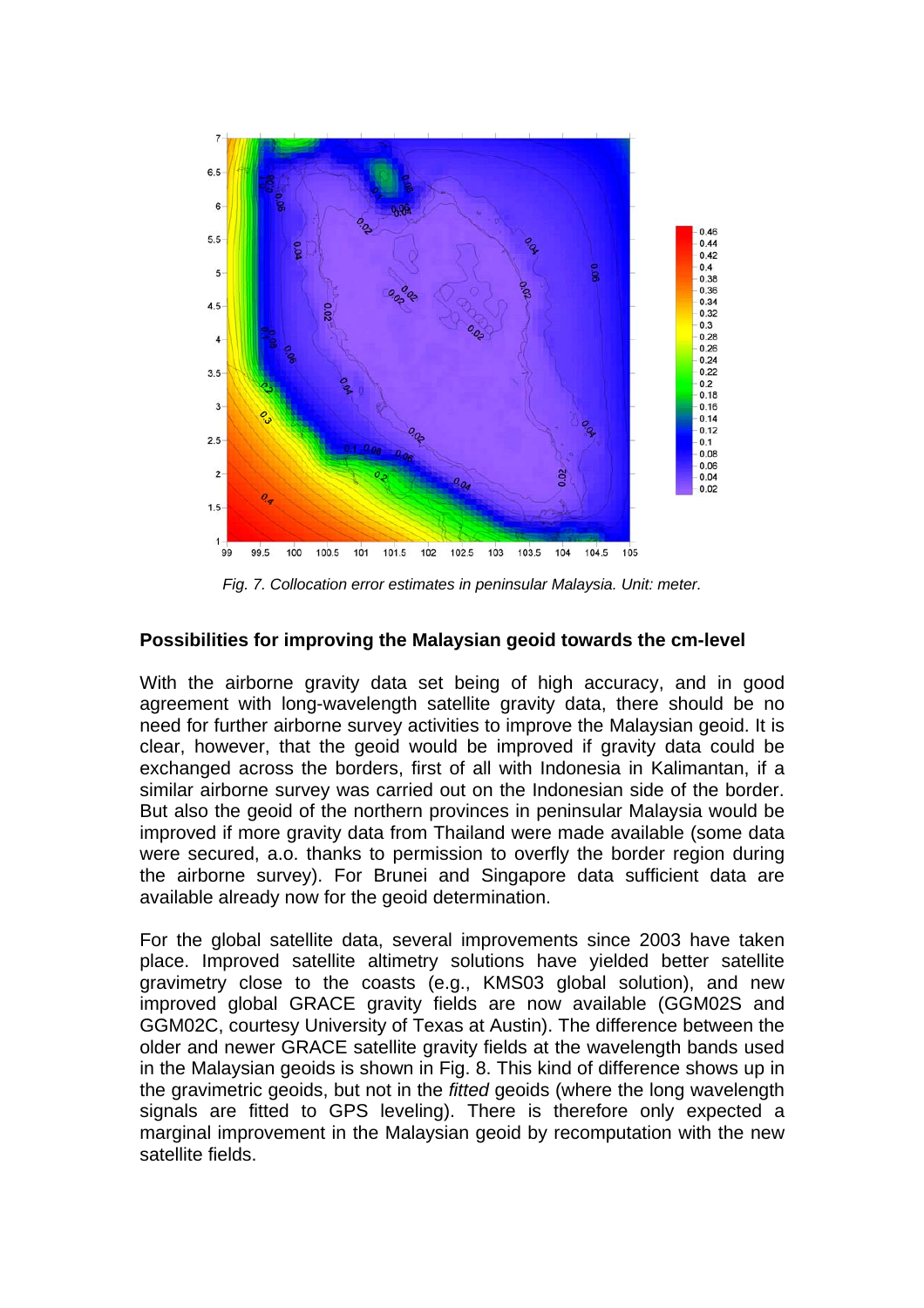*Fig. 7. Collocation error estimates in peninsular Malaysia. Unit: meter.*

### Possibilities for improving the Malaysian geoid towards the cm-level

With the airborne gravity data set being of high accuracy, and in good agreement with long-wavelength satellite gravity data, there should be no need for further airborne survey activities to improve the Malaysian geoid. It is clear, however, that the geoid would be improved if gravity data could be exchanged across the borders, first of all with Indonesia in Kalimantan, if a similar airborne survey was carried out on the Indonesian side of the border. But also the geoid of the northern provinces in peninsular Malaysia would be improved if more gravity data from Thailand were made available (some data were secured, a.o. thanks to permission to overfly the border region during the airborne survey). For Brunei and Singapore data sufficient data are available already now for the geoid determination.

For the global satellite data, several improvements since 2003 have taken place. Improved satellite altimetry solutions have yielded better satellite gravimetry close to the coasts (e.g., KMS03 global solution), and new improved global GRACE gravity fields are now available (GGM02S and GGM02C, courtesy University of Texas at Austin). The difference between the older and newer GRACE satellite gravity fields at the wavelength bands used in the Malaysian geoids is shown in Fig. 8. This kind of difference shows up in the gravimetric geoids, but not in the *fitted* geoids (where the long wavelength signals are fitted to GPS leveling). There is therefore only expected a marginal improvement in the Malaysian geoid by recomputation with the new satellite fields.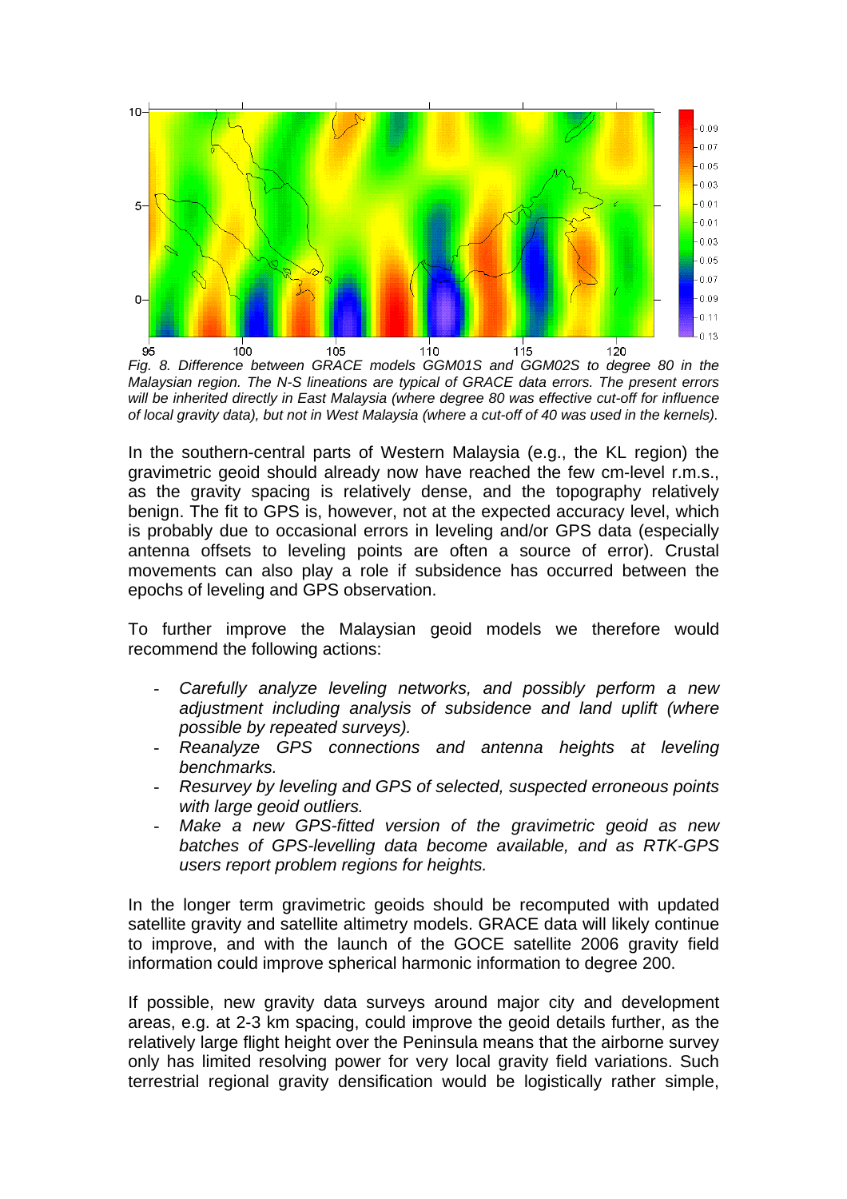*Fig. 8. Difference between GRACE models GGM01S and GGM02S to degree 80 in the Malaysian region. The N-S lineations are typical of GRACE data errors. The present errors will be inherited directly in East Malaysia (where degree 80 was effective cut-off for influence of local gravity data), but not in West Malaysia (where a cut-off of 40 was used in the kernels).*

In the southern-central parts of Western Malaysia (e.g., the KL region) the gravimetric geoid should already now have reached the few cm-level r.m.s., as the gravity spacing is relatively dense, and the topography relatively benign. The fit to GPS is, however, not at the expected accuracy level, which is probably due to occasional errors in leveling and/or GPS data (especially antenna offsets to leveling points are often a source of error). Crustal movements can also play a role if subsidence has occurred between the epochs of leveling and GPS observation.

To further improve the Malaysian geoid models we therefore would recommend the following actions:

- *Carefully analyze leveling networks, and possibly perform a new adjustment including analysis of subsidence and land uplift (where possible by repeated surveys).*
- *Reanalyze GPS connections and antenna heights at leveling benchmarks.*
- *Resurvey by leveling and GPS of selected, suspected erroneous points with large geoid outliers.*
- *Make a new GPS-fitted version of the gravimetric geoid as new batches of GPS-levelling data become available, and as RTK-GPS users report problem regions for heights.*

In the longer term gravimetric geoids should be recomputed with updated satellite gravity and satellite altimetry models. GRACE data will likely continue to improve, and with the launch of the GOCE satellite 2006 gravity field information could improve spherical harmonic information to degree 200.

If possible, new gravity data surveys around major city and development areas, e.g. at 2-3 km spacing, could improve the geoid details further, as the relatively large flight height over the Peninsula means that the airborne survey only has limited resolving power for very local gravity field variations. Such terrestrial regional gravity densification would be logistically rather simple,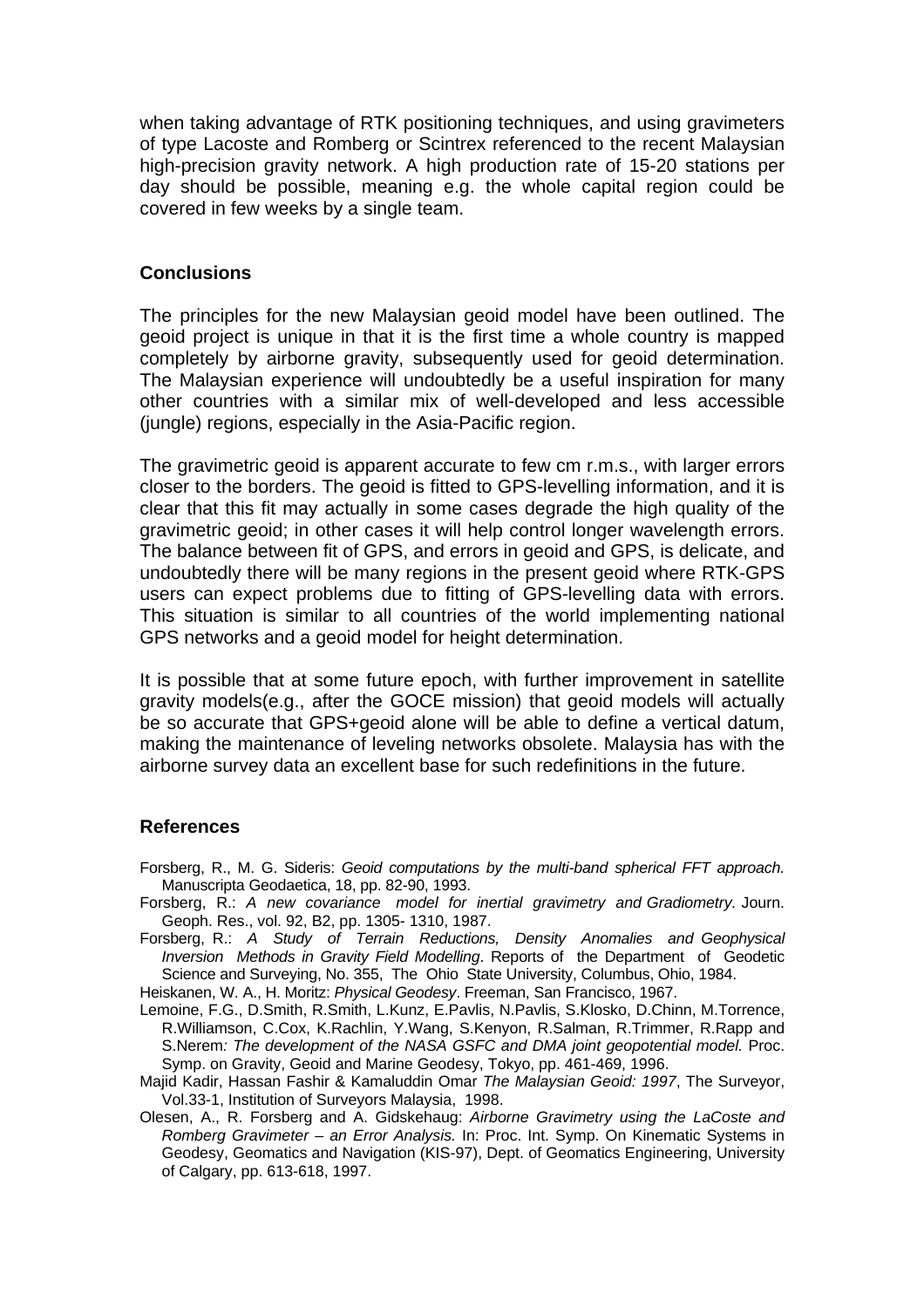when taking advantage of RTK positioning techniques, and using gravimeters of type Lacoste and Romberg or Scintrex referenced to the recent Malaysian high-precision gravity network. A high production rate of 15-20 stations per day should be possible, meaning e.g. the whole capital region could be covered in few weeks by a single team.

## Conclusions

The principles for the new Malaysian geoid model have been outlined. The geoid project is unique in that it is the first time a whole country is mapped completely by airborne gravity, subsequently used for geoid determination. The Malaysian experience will undoubtedly be a useful inspiration for many other countries with a similar mix of well-developed and less accessible (jungle) regions, especially in the Asia-Pacific region.

The gravimetric geoid is apparent accurate to few cm r.m.s., with larger errors closer to the borders. The geoid is fitted to GPS-levelling information, and it is clear that this fit may actually in some cases degrade the high quality of the gravimetric geoid; in other cases it will help control longer wavelength errors. The balance between fit of GPS, and errors in geoid and GPS, is delicate, and undoubtedly there will be many regions in the present geoid where RTK-GPS users can expect problems due to fitting of GPS-levelling data with errors. This situation is similar to all countries of the world implementing national GPS networks and a geoid model for height determination.

It is possible that at some future epoch, with further improvement in satellite gravity models(e.g., after the GOCE mission) that geoid models will actually be so accurate that GPS+geoid alone will be able to define a vertical datum, making the maintenance of leveling networks obsolete. Malaysia has with the airborne survey data an excellent base for such redefinitions in the future.

## References

Forsberg, R., M. G. Sideris: *Geoid computations by the multi-band spherical FFT approach.* Manuscripta Geodaetica, 18, pp. 82-90, 1993.

Forsberg, R.: *A new covariance model for inertial gravimetry and Gradiometry.* Journ. Geoph. Res., vol. 92, B2, pp. 1305- 1310, 1987.

Forsberg, R.: *A Study of Terrain Reductions, Density Anomalies and Geophysical Inversion Methods in Gravity Field Modelling*. Reports of the Department of Geodetic Science and Surveying, No. 355, The Ohio State University, Columbus, Ohio, 1984.

Heiskanen, W. A., H. Moritz: *Physical Geodesy*. Freeman, San Francisco, 1967.

Lemoine, F.G., D.Smith, R.Smith, L.Kunz, E.Pavlis, N.Pavlis, S.Klosko, D.Chinn, M.Torrence, R.Williamson, C.Cox, K.Rachlin, Y.Wang, S.Kenyon, R.Salman, R.Trimmer, R.Rapp and S.Nerem*: The development of the NASA GSFC and DMA joint geopotential model.* Proc. Symp. on Gravity, Geoid and Marine Geodesy, Tokyo, pp. 461-469, 1996.

Majid Kadir, Hassan Fashir & Kamaluddin Omar *The Malaysian Geoid: 1997*, The Surveyor, Vol.33-1, Institution of Surveyors Malaysia, 1998.

Olesen, A., R. Forsberg and A. Gidskehaug: *Airborne Gravimetry using the LaCoste and Romberg Gravimeter – an Error Analysis.* In: Proc. Int. Symp. On Kinematic Systems in Geodesy, Geomatics and Navigation (KIS-97), Dept. of Geomatics Engineering, University of Calgary, pp. 613-618, 1997.